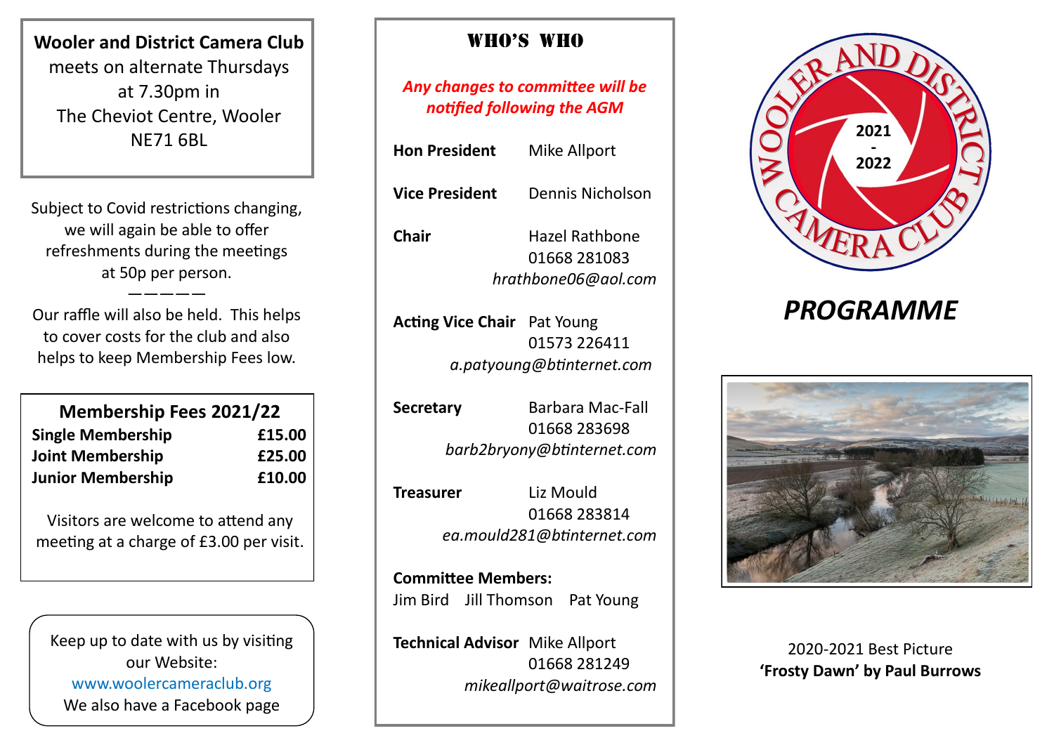**Wooler and District Camera Club**
meets on alternate Thursdays
at 7.30pm in
The Cheviot Centre, Wooler
NE71 6BL

Subject to Covid restrictions changing, we will again be able to offer refreshments during the meetings at 50p per person.

—————

Our raffle will also be held. This helps to cover costs for the club and also helps to keep Membership Fees low.

## Membership Fees 2021/22

| | |
|---|---|
| **Single Membership** | **£15.00** |
| **Joint Membership** | **£25.00** |
| **Junior Membership** | **£10.00** |

Visitors are welcome to attend any meeting at a charge of £3.00 per visit.

Keep up to date with us by visiting our Website:
www.woolercameraclub.org
We also have a Facebook page

## WHO'S WHO

*Any changes to committee will be notified following the AGM*

**Hon President** Mike Allport

**Vice President** Dennis Nicholson

**Chair** Hazel Rathbone
01668 281083
*hrathbone06@aol.com*

**Acting Vice Chair** Pat Young
01573 226411
*a.patyoung@btinternet.com*

**Secretary** Barbara Mac-Fall
01668 283698
*barb2bryony@btinternet.com*

**Treasurer** Liz Mould
01668 283814
*ea.mould281@btinternet.com*

**Committee Members:**
Jim Bird Jill Thomson Pat Young

**Technical Advisor** Mike Allport
01668 281249
*mikeallport@waitrose.com*

WOOLER AND DISTRICT CAMERA CLUB
2021 - 2022

# *PROGRAMME*

2020-2021 Best Picture
**'Frosty Dawn' by Paul Burrows**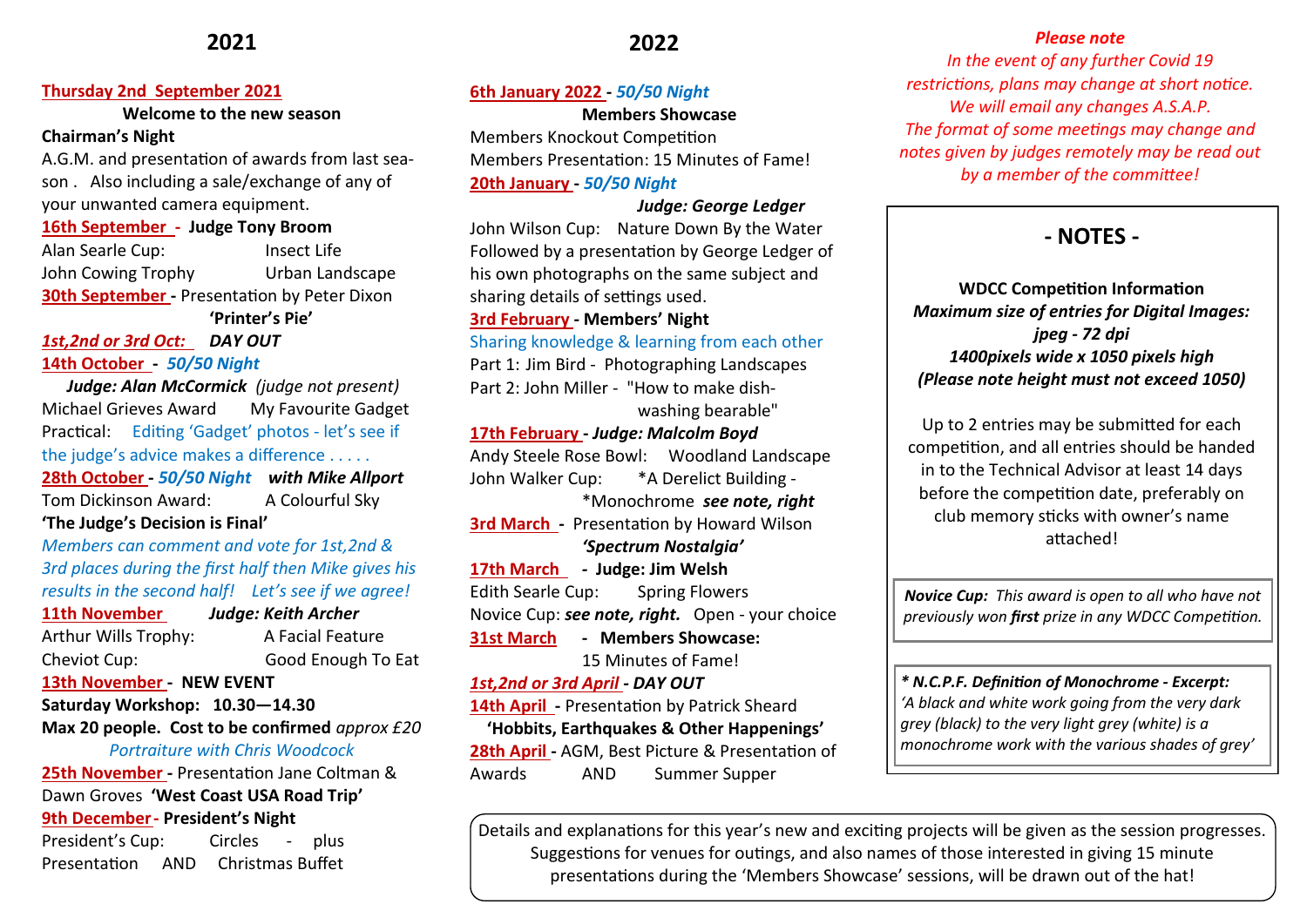## 2021

**Thursday 2nd September 2021**

**Welcome to the new season**

**Chairman's Night**

A.G.M. and presentation of awards from last season . Also including a sale/exchange of any of your unwanted camera equipment.

**16th September - Judge Tony Broom**

Alan Searle Cup: Insect Life

John Cowing Trophy Urban Landscape

**30th September** - Presentation by Peter Dixon

**'Printer's Pie'**

***1st,2nd or 3rd Oct: DAY OUT***

**14th October - *50/50 Night***

***Judge: Alan McCormick*** *(judge not present)*

Michael Grieves Award My Favourite Gadget

Practical: Editing 'Gadget' photos - let's see if the judge's advice makes a difference . . . . .

**28th October - *50/50 Night with Mike Allport***

Tom Dickinson Award: A Colourful Sky

**'The Judge's Decision is Final'**

*Members can comment and vote for 1st,2nd & 3rd places during the first half then Mike gives his results in the second half! Let's see if we agree!*

**11th November *Judge: Keith Archer***

Arthur Wills Trophy: A Facial Feature

Cheviot Cup: Good Enough To Eat

**13th November - NEW EVENT**

**Saturday Workshop: 10.30—14.30**

**Max 20 people. Cost to be confirmed** *approx £20*

Portraiture with Chris Woodcock

**25th November** - Presentation Jane Coltman & Dawn Groves **'West Coast USA Road Trip'**

**9th December - President's Night**

President's Cup: Circles - plus Presentation AND Christmas Buffet

## 2022

**6th January 2022 - *50/50 Night***

**Members Showcase**

Members Knockout Competition

Members Presentation: 15 Minutes of Fame!

**20th January - *50/50 Night***

***Judge: George Ledger***

John Wilson Cup: Nature Down By the Water

Followed by a presentation by George Ledger of his own photographs on the same subject and sharing details of settings used.

**3rd February - Members' Night**

Sharing knowledge & learning from each other

Part 1: Jim Bird - Photographing Landscapes

Part 2: John Miller - "How to make dish-washing bearable"

**17th February - *Judge: Malcolm Boyd***

Andy Steele Rose Bowl: Woodland Landscape

John Walker Cup: *A Derelict Building - *Monochrome ***see note, right***

**3rd March** - Presentation by Howard Wilson

***'Spectrum Nostalgia'***

**17th March - Judge: Jim Welsh**

Edith Searle Cup: Spring Flowers

Novice Cup: ***see note, right.*** Open - your choice

**31st March - Members Showcase:**

15 Minutes of Fame!

***1st,2nd or 3rd April - DAY OUT***

**14th April** - Presentation by Patrick Sheard

**'Hobbits, Earthquakes & Other Happenings'**

**28th April** - AGM, Best Picture & Presentation of Awards AND Summer Supper

***Please note***

*In the event of any further Covid 19 restrictions, plans may change at short notice. We will email any changes A.S.A.P. The format of some meetings may change and notes given by judges remotely may be read out by a member of the committee!*

## - NOTES -

**WDCC Competition Information**

***Maximum size of entries for Digital Images: jpeg - 72 dpi***

***1400pixels wide x 1050 pixels high***

***(Please note height must not exceed 1050)***

Up to 2 entries may be submitted for each competition, and all entries should be handed in to the Technical Advisor at least 14 days before the competition date, preferably on club memory sticks with owner's name attached!

***Novice Cup:*** *This award is open to all who have not previously won **first** prize in any WDCC Competition.*

***\* N.C.P.F. Definition of Monochrome - Excerpt:***

*'A black and white work going from the very dark grey (black) to the very light grey (white) is a monochrome work with the various shades of grey'*

Details and explanations for this year's new and exciting projects will be given as the session progresses. Suggestions for venues for outings, and also names of those interested in giving 15 minute presentations during the 'Members Showcase' sessions, will be drawn out of the hat!